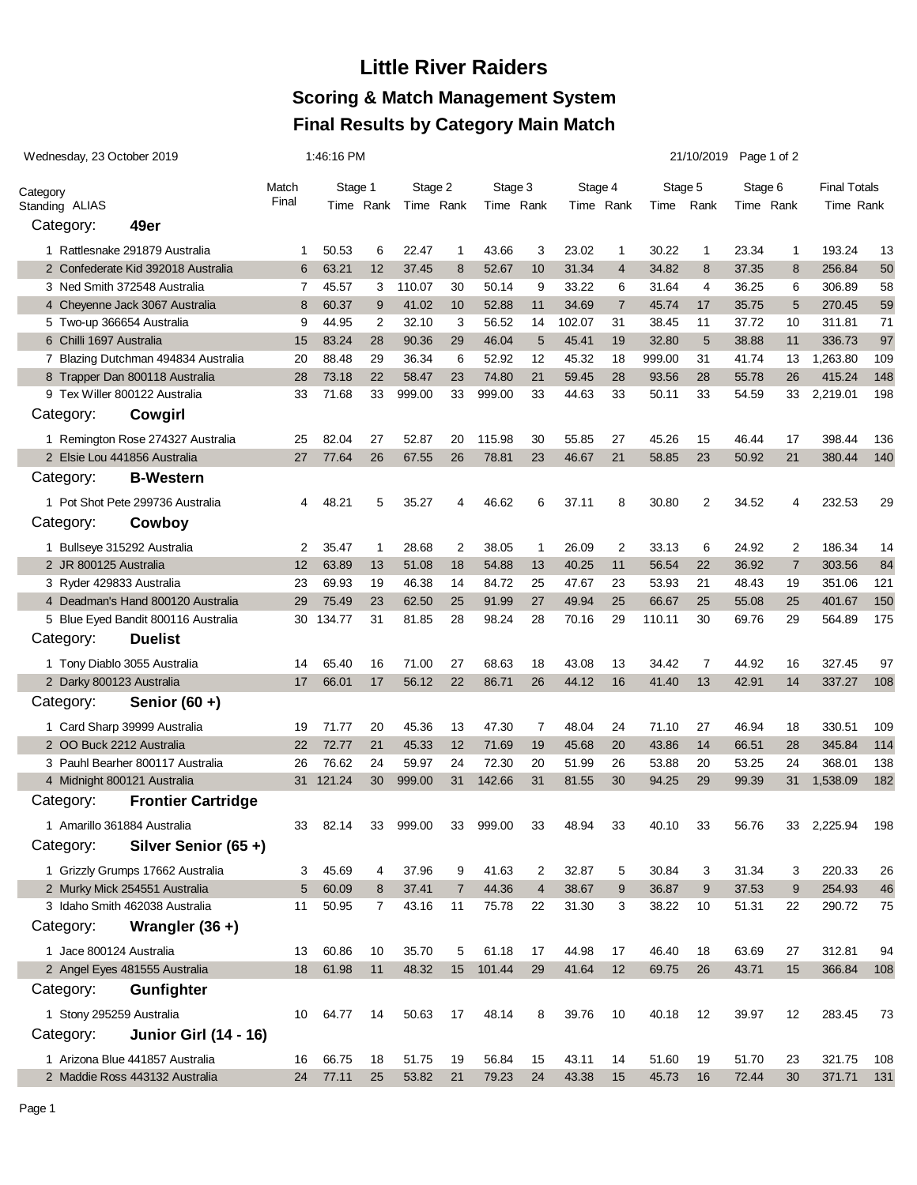# Little River Raiders

## Scoring & Match Management System

## Final Results by Category Main Match

Wednesday, 23 October 2019 — 1:46:16 PM — 21/10/2019

| Category Standing ALIAS | Match Final | Stage 1 Time | Stage 1 Rank | Stage 2 Time | Stage 2 Rank | Stage 3 Time | Stage 3 Rank | Stage 4 Time | Stage 4 Rank | Stage 5 Time | Stage 5 Rank | Stage 6 Time | Stage 6 Rank | Final Totals Time | Final Totals Rank |
|---|---|---|---|---|---|---|---|---|---|---|---|---|---|---|---|
| **Category: 49er** | | | | | | | | | | | | | | | |
| 1 Rattlesnake 291879 Australia | 1 | 50.53 | 6 | 22.47 | 1 | 43.66 | 3 | 23.02 | 1 | 30.22 | 1 | 23.34 | 1 | 193.24 | 13 |
| 2 Confederate Kid 392018 Australia | 6 | 63.21 | 12 | 37.45 | 8 | 52.67 | 10 | 31.34 | 4 | 34.82 | 8 | 37.35 | 8 | 256.84 | 50 |
| 3 Ned Smith 372548 Australia | 7 | 45.57 | 3 | 110.07 | 30 | 50.14 | 9 | 33.22 | 6 | 31.64 | 4 | 36.25 | 6 | 306.89 | 58 |
| 4 Cheyenne Jack 3067 Australia | 8 | 60.37 | 9 | 41.02 | 10 | 52.88 | 11 | 34.69 | 7 | 45.74 | 17 | 35.75 | 5 | 270.45 | 59 |
| 5 Two-up 366654 Australia | 9 | 44.95 | 2 | 32.10 | 3 | 56.52 | 14 | 102.07 | 31 | 38.45 | 11 | 37.72 | 10 | 311.81 | 71 |
| 6 Chilli 1697 Australia | 15 | 83.24 | 28 | 90.36 | 29 | 46.04 | 5 | 45.41 | 19 | 32.80 | 5 | 38.88 | 11 | 336.73 | 97 |
| 7 Blazing Dutchman 494834 Australia | 20 | 88.48 | 29 | 36.34 | 6 | 52.92 | 12 | 45.32 | 18 | 999.00 | 31 | 41.74 | 13 | 1,263.80 | 109 |
| 8 Trapper Dan 800118 Australia | 28 | 73.18 | 22 | 58.47 | 23 | 74.80 | 21 | 59.45 | 28 | 93.56 | 28 | 55.78 | 26 | 415.24 | 148 |
| 9 Tex Willer 800122 Australia | 33 | 71.68 | 33 | 999.00 | 33 | 999.00 | 33 | 44.63 | 33 | 50.11 | 33 | 54.59 | 33 | 2,219.01 | 198 |
| **Category: Cowgirl** | | | | | | | | | | | | | | | |
| 1 Remington Rose 274327 Australia | 25 | 82.04 | 27 | 52.87 | 20 | 115.98 | 30 | 55.85 | 27 | 45.26 | 15 | 46.44 | 17 | 398.44 | 136 |
| 2 Elsie Lou 441856 Australia | 27 | 77.64 | 26 | 67.55 | 26 | 78.81 | 23 | 46.67 | 21 | 58.85 | 23 | 50.92 | 21 | 380.44 | 140 |
| **Category: B-Western** | | | | | | | | | | | | | | | |
| 1 Pot Shot Pete 299736 Australia | 4 | 48.21 | 5 | 35.27 | 4 | 46.62 | 6 | 37.11 | 8 | 30.80 | 2 | 34.52 | 4 | 232.53 | 29 |
| **Category: Cowboy** | | | | | | | | | | | | | | | |
| 1 Bullseye 315292 Australia | 2 | 35.47 | 1 | 28.68 | 2 | 38.05 | 1 | 26.09 | 2 | 33.13 | 6 | 24.92 | 2 | 186.34 | 14 |
| 2 JR 800125 Australia | 12 | 63.89 | 13 | 51.08 | 18 | 54.88 | 13 | 40.25 | 11 | 56.54 | 22 | 36.92 | 7 | 303.56 | 84 |
| 3 Ryder 429833 Australia | 23 | 69.93 | 19 | 46.38 | 14 | 84.72 | 25 | 47.67 | 23 | 53.93 | 21 | 48.43 | 19 | 351.06 | 121 |
| 4 Deadman's Hand 800120 Australia | 29 | 75.49 | 23 | 62.50 | 25 | 91.99 | 27 | 49.94 | 25 | 66.67 | 25 | 55.08 | 25 | 401.67 | 150 |
| 5 Blue Eyed Bandit 800116 Australia | 30 | 134.77 | 31 | 81.85 | 28 | 98.24 | 28 | 70.16 | 29 | 110.11 | 30 | 69.76 | 29 | 564.89 | 175 |
| **Category: Duelist** | | | | | | | | | | | | | | | |
| 1 Tony Diablo 3055 Australia | 14 | 65.40 | 16 | 71.00 | 27 | 68.63 | 18 | 43.08 | 13 | 34.42 | 7 | 44.92 | 16 | 327.45 | 97 |
| 2 Darky 800123 Australia | 17 | 66.01 | 17 | 56.12 | 22 | 86.71 | 26 | 44.12 | 16 | 41.40 | 13 | 42.91 | 14 | 337.27 | 108 |
| **Category: Senior (60 +)** | | | | | | | | | | | | | | | |
| 1 Card Sharp 39999 Australia | 19 | 71.77 | 20 | 45.36 | 13 | 47.30 | 7 | 48.04 | 24 | 71.10 | 27 | 46.94 | 18 | 330.51 | 109 |
| 2 OO Buck 2212 Australia | 22 | 72.77 | 21 | 45.33 | 12 | 71.69 | 19 | 45.68 | 20 | 43.86 | 14 | 66.51 | 28 | 345.84 | 114 |
| 3 Pauhl Bearher 800117 Australia | 26 | 76.62 | 24 | 59.97 | 24 | 72.30 | 20 | 51.99 | 26 | 53.88 | 20 | 53.25 | 24 | 368.01 | 138 |
| 4 Midnight 800121 Australia | 31 | 121.24 | 30 | 999.00 | 31 | 142.66 | 31 | 81.55 | 30 | 94.25 | 29 | 99.39 | 31 | 1,538.09 | 182 |
| **Category: Frontier Cartridge** | | | | | | | | | | | | | | | |
| 1 Amarillo 361884 Australia | 33 | 82.14 | 33 | 999.00 | 33 | 999.00 | 33 | 48.94 | 33 | 40.10 | 33 | 56.76 | 33 | 2,225.94 | 198 |
| **Category: Silver Senior (65 +)** | | | | | | | | | | | | | | | |
| 1 Grizzly Grumps 17662 Australia | 3 | 45.69 | 4 | 37.96 | 9 | 41.63 | 2 | 32.87 | 5 | 30.84 | 3 | 31.34 | 3 | 220.33 | 26 |
| 2 Murky Mick 254551 Australia | 5 | 60.09 | 8 | 37.41 | 7 | 44.36 | 4 | 38.67 | 9 | 36.87 | 9 | 37.53 | 9 | 254.93 | 46 |
| 3 Idaho Smith 462038 Australia | 11 | 50.95 | 7 | 43.16 | 11 | 75.78 | 22 | 31.30 | 3 | 38.22 | 10 | 51.31 | 22 | 290.72 | 75 |
| **Category: Wrangler (36 +)** | | | | | | | | | | | | | | | |
| 1 Jace 800124 Australia | 13 | 60.86 | 10 | 35.70 | 5 | 61.18 | 17 | 44.98 | 17 | 46.40 | 18 | 63.69 | 27 | 312.81 | 94 |
| 2 Angel Eyes 481555 Australia | 18 | 61.98 | 11 | 48.32 | 15 | 101.44 | 29 | 41.64 | 12 | 69.75 | 26 | 43.71 | 15 | 366.84 | 108 |
| **Category: Gunfighter** | | | | | | | | | | | | | | | |
| 1 Stony 295259 Australia | 10 | 64.77 | 14 | 50.63 | 17 | 48.14 | 8 | 39.76 | 10 | 40.18 | 12 | 39.97 | 12 | 283.45 | 73 |
| **Category: Junior Girl (14 - 16)** | | | | | | | | | | | | | | | |
| 1 Arizona Blue 441857 Australia | 16 | 66.75 | 18 | 51.75 | 19 | 56.84 | 15 | 43.11 | 14 | 51.60 | 19 | 51.70 | 23 | 321.75 | 108 |
| 2 Maddie Ross 443132 Australia | 24 | 77.11 | 25 | 53.82 | 21 | 79.23 | 24 | 43.38 | 15 | 45.73 | 16 | 72.44 | 30 | 371.71 | 131 |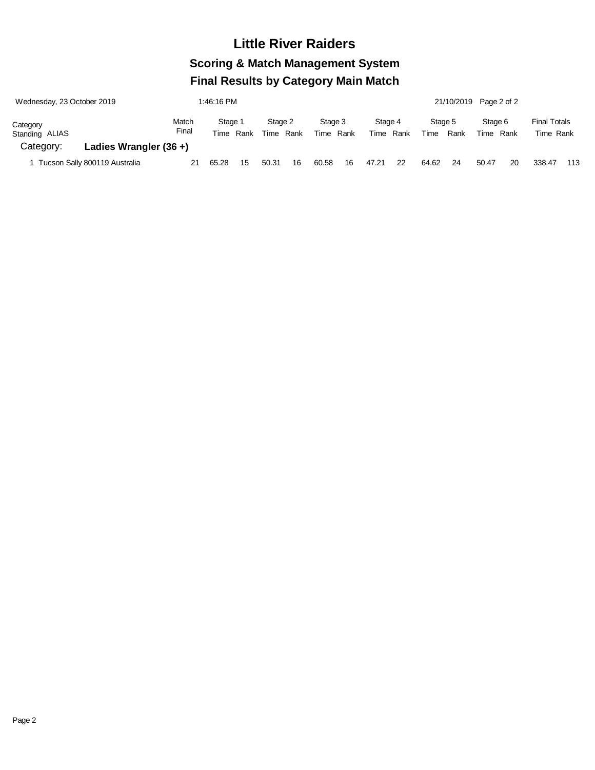# Little River Raiders

## Scoring & Match Management System

## Final Results by Category Main Match

Wednesday, 23 October 2019 1:46:16 PM 21/10/2019

| Category Standing | ALIAS | Match Final | Stage 1 Time | Stage 1 Rank | Stage 2 Time | Stage 2 Rank | Stage 3 Time | Stage 3 Rank | Stage 4 Time | Stage 4 Rank | Stage 5 Time | Stage 5 Rank | Stage 6 Time | Stage 6 Rank | Final Totals Time | Final Totals Rank |
|---|---|---|---|---|---|---|---|---|---|---|---|---|---|---|---|---|
| **Category:** | **Ladies Wrangler (36 +)** | | | | | | | | | | | | | | | |
| 1 | Tucson Sally 800119 Australia | 21 | 65.28 | 15 | 50.31 | 16 | 60.58 | 16 | 47.21 | 22 | 64.62 | 24 | 50.47 | 20 | 338.47 | 113 |